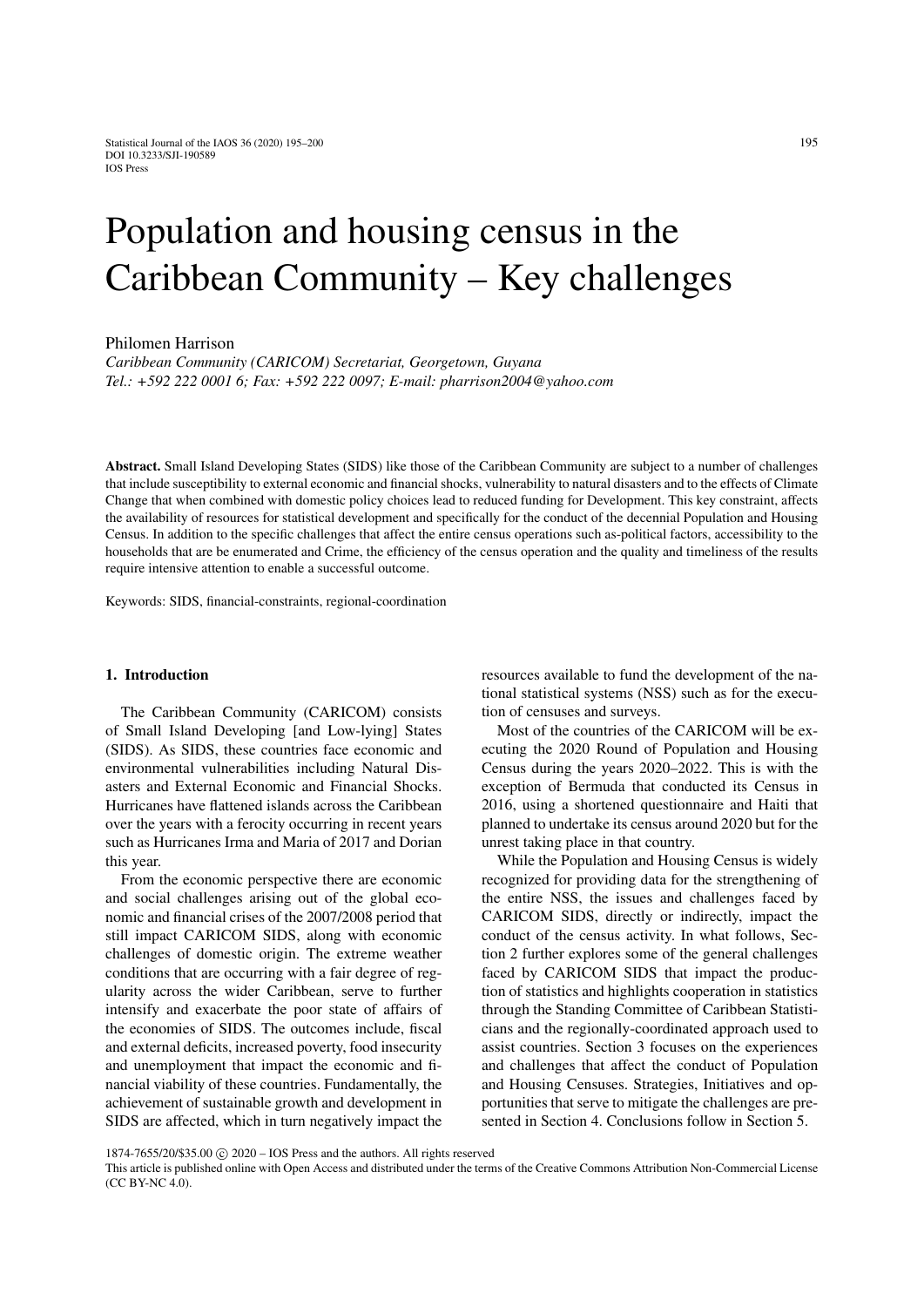# Population and housing census in the Caribbean Community – Key challenges

Philomen Harrison

*Caribbean Community (CARICOM) Secretariat, Georgetown, Guyana*
*Tel.: +592 222 0001 6; Fax: +592 222 0097; E-mail: pharrison2004@yahoo.com*

**Abstract.** Small Island Developing States (SIDS) like those of the Caribbean Community are subject to a number of challenges that include susceptibility to external economic and financial shocks, vulnerability to natural disasters and to the effects of Climate Change that when combined with domestic policy choices lead to reduced funding for Development. This key constraint, affects the availability of resources for statistical development and specifically for the conduct of the decennial Population and Housing Census. In addition to the specific challenges that affect the entire census operations such as-political factors, accessibility to the households that are be enumerated and Crime, the efficiency of the census operation and the quality and timeliness of the results require intensive attention to enable a successful outcome.

Keywords: SIDS, financial-constraints, regional-coordination

## 1. Introduction

The Caribbean Community (CARICOM) consists of Small Island Developing [and Low-lying] States (SIDS). As SIDS, these countries face economic and environmental vulnerabilities including Natural Disasters and External Economic and Financial Shocks. Hurricanes have flattened islands across the Caribbean over the years with a ferocity occurring in recent years such as Hurricanes Irma and Maria of 2017 and Dorian this year.

From the economic perspective there are economic and social challenges arising out of the global economic and financial crises of the 2007/2008 period that still impact CARICOM SIDS, along with economic challenges of domestic origin. The extreme weather conditions that are occurring with a fair degree of regularity across the wider Caribbean, serve to further intensify and exacerbate the poor state of affairs of the economies of SIDS. The outcomes include, fiscal and external deficits, increased poverty, food insecurity and unemployment that impact the economic and financial viability of these countries. Fundamentally, the achievement of sustainable growth and development in SIDS are affected, which in turn negatively impact the resources available to fund the development of the national statistical systems (NSS) such as for the execution of censuses and surveys.

Most of the countries of the CARICOM will be executing the 2020 Round of Population and Housing Census during the years 2020–2022. This is with the exception of Bermuda that conducted its Census in 2016, using a shortened questionnaire and Haiti that planned to undertake its census around 2020 but for the unrest taking place in that country.

While the Population and Housing Census is widely recognized for providing data for the strengthening of the entire NSS, the issues and challenges faced by CARICOM SIDS, directly or indirectly, impact the conduct of the census activity. In what follows, Section 2 further explores some of the general challenges faced by CARICOM SIDS that impact the production of statistics and highlights cooperation in statistics through the Standing Committee of Caribbean Statisticians and the regionally-coordinated approach used to assist countries. Section 3 focuses on the experiences and challenges that affect the conduct of Population and Housing Censuses. Strategies, Initiatives and opportunities that serve to mitigate the challenges are presented in Section 4. Conclusions follow in Section 5.

1874-7655/20/$35.00 © 2020 – IOS Press and the authors. All rights reserved

This article is published online with Open Access and distributed under the terms of the Creative Commons Attribution Non-Commercial License (CC BY-NC 4.0).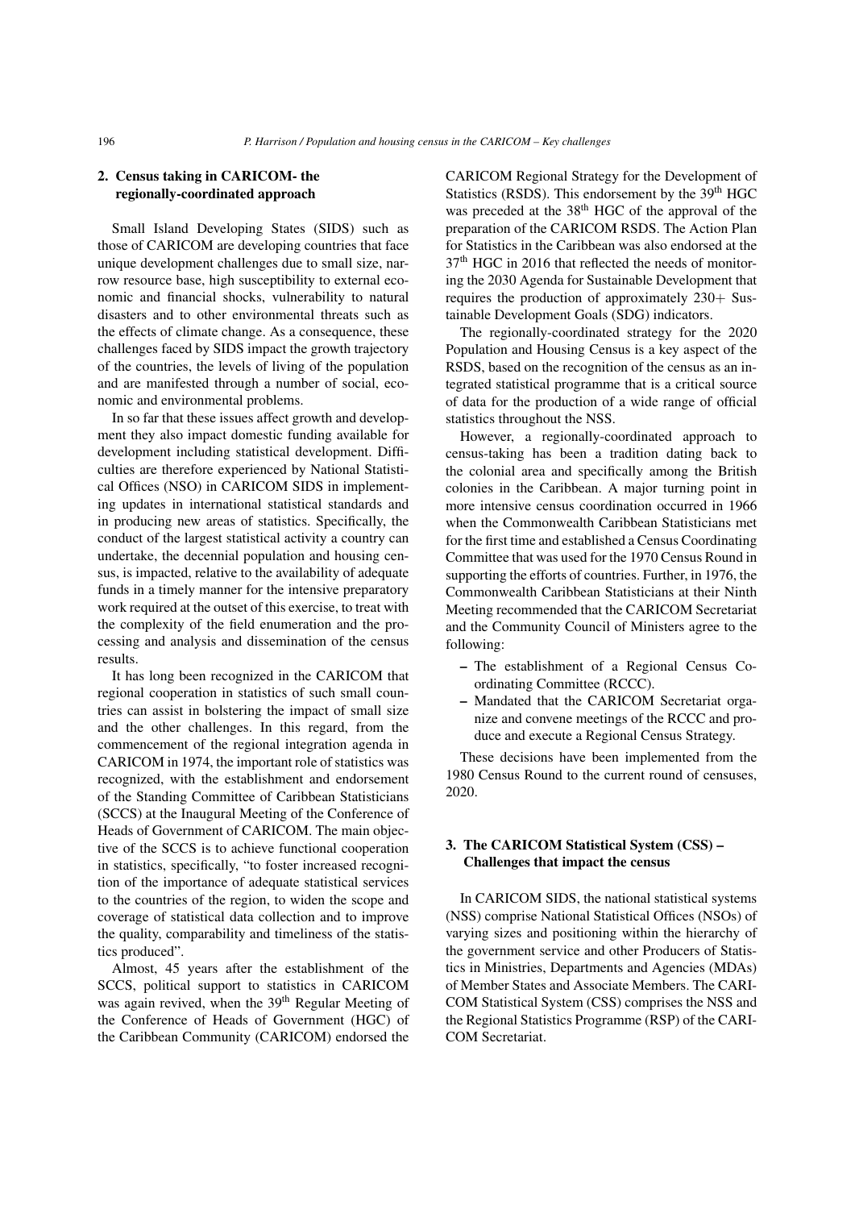## 2. Census taking in CARICOM- the regionally-coordinated approach

Small Island Developing States (SIDS) such as those of CARICOM are developing countries that face unique development challenges due to small size, narrow resource base, high susceptibility to external economic and financial shocks, vulnerability to natural disasters and to other environmental threats such as the effects of climate change. As a consequence, these challenges faced by SIDS impact the growth trajectory of the countries, the levels of living of the population and are manifested through a number of social, economic and environmental problems.

In so far that these issues affect growth and development they also impact domestic funding available for development including statistical development. Difficulties are therefore experienced by National Statistical Offices (NSO) in CARICOM SIDS in implementing updates in international statistical standards and in producing new areas of statistics. Specifically, the conduct of the largest statistical activity a country can undertake, the decennial population and housing census, is impacted, relative to the availability of adequate funds in a timely manner for the intensive preparatory work required at the outset of this exercise, to treat with the complexity of the field enumeration and the processing and analysis and dissemination of the census results.

It has long been recognized in the CARICOM that regional cooperation in statistics of such small countries can assist in bolstering the impact of small size and the other challenges. In this regard, from the commencement of the regional integration agenda in CARICOM in 1974, the important role of statistics was recognized, with the establishment and endorsement of the Standing Committee of Caribbean Statisticians (SCCS) at the Inaugural Meeting of the Conference of Heads of Government of CARICOM. The main objective of the SCCS is to achieve functional cooperation in statistics, specifically, "to foster increased recognition of the importance of adequate statistical services to the countries of the region, to widen the scope and coverage of statistical data collection and to improve the quality, comparability and timeliness of the statistics produced".

Almost, 45 years after the establishment of the SCCS, political support to statistics in CARICOM was again revived, when the 39th Regular Meeting of the Conference of Heads of Government (HGC) of the Caribbean Community (CARICOM) endorsed the CARICOM Regional Strategy for the Development of Statistics (RSDS). This endorsement by the 39th HGC was preceded at the 38th HGC of the approval of the preparation of the CARICOM RSDS. The Action Plan for Statistics in the Caribbean was also endorsed at the 37th HGC in 2016 that reflected the needs of monitoring the 2030 Agenda for Sustainable Development that requires the production of approximately 230+ Sustainable Development Goals (SDG) indicators.

The regionally-coordinated strategy for the 2020 Population and Housing Census is a key aspect of the RSDS, based on the recognition of the census as an integrated statistical programme that is a critical source of data for the production of a wide range of official statistics throughout the NSS.

However, a regionally-coordinated approach to census-taking has been a tradition dating back to the colonial area and specifically among the British colonies in the Caribbean. A major turning point in more intensive census coordination occurred in 1966 when the Commonwealth Caribbean Statisticians met for the first time and established a Census Coordinating Committee that was used for the 1970 Census Round in supporting the efforts of countries. Further, in 1976, the Commonwealth Caribbean Statisticians at their Ninth Meeting recommended that the CARICOM Secretariat and the Community Council of Ministers agree to the following:

- The establishment of a Regional Census Coordinating Committee (RCCC).
- Mandated that the CARICOM Secretariat organize and convene meetings of the RCCC and produce and execute a Regional Census Strategy.

These decisions have been implemented from the 1980 Census Round to the current round of censuses, 2020.

## 3. The CARICOM Statistical System (CSS) – Challenges that impact the census

In CARICOM SIDS, the national statistical systems (NSS) comprise National Statistical Offices (NSOs) of varying sizes and positioning within the hierarchy of the government service and other Producers of Statistics in Ministries, Departments and Agencies (MDAs) of Member States and Associate Members. The CARICOM Statistical System (CSS) comprises the NSS and the Regional Statistics Programme (RSP) of the CARICOM Secretariat.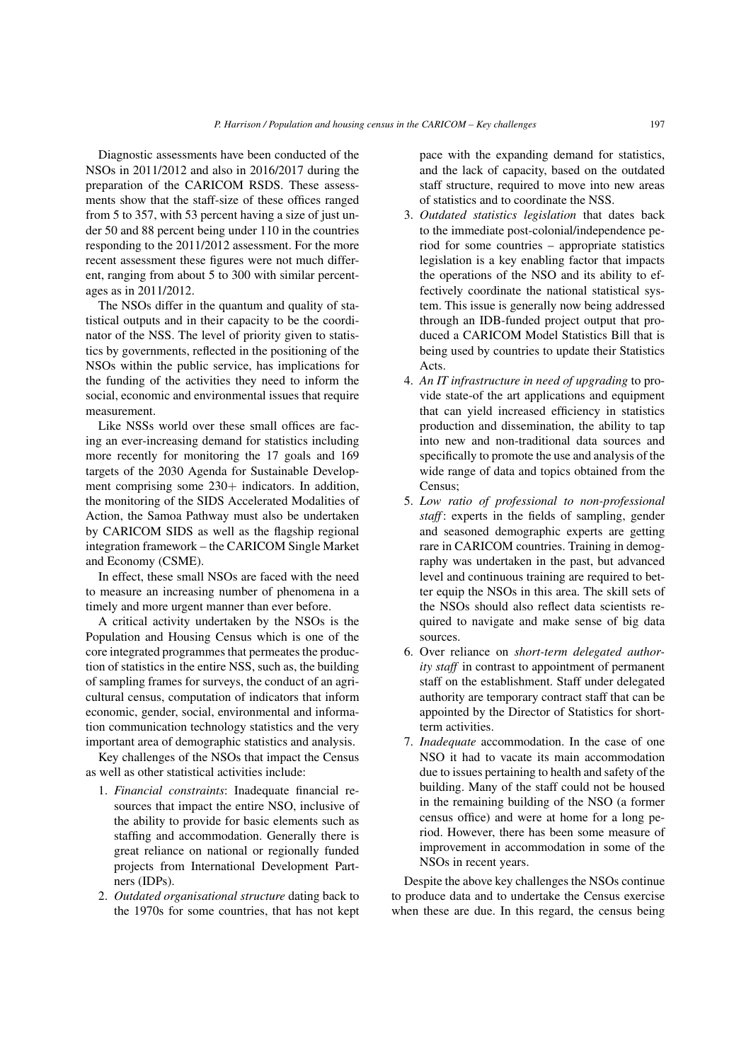Diagnostic assessments have been conducted of the NSOs in 2011/2012 and also in 2016/2017 during the preparation of the CARICOM RSDS. These assessments show that the staff-size of these offices ranged from 5 to 357, with 53 percent having a size of just under 50 and 88 percent being under 110 in the countries responding to the 2011/2012 assessment. For the more recent assessment these figures were not much different, ranging from about 5 to 300 with similar percentages as in 2011/2012.

The NSOs differ in the quantum and quality of statistical outputs and in their capacity to be the coordinator of the NSS. The level of priority given to statistics by governments, reflected in the positioning of the NSOs within the public service, has implications for the funding of the activities they need to inform the social, economic and environmental issues that require measurement.

Like NSSs world over these small offices are facing an ever-increasing demand for statistics including more recently for monitoring the 17 goals and 169 targets of the 2030 Agenda for Sustainable Development comprising some 230+ indicators. In addition, the monitoring of the SIDS Accelerated Modalities of Action, the Samoa Pathway must also be undertaken by CARICOM SIDS as well as the flagship regional integration framework – the CARICOM Single Market and Economy (CSME).

In effect, these small NSOs are faced with the need to measure an increasing number of phenomena in a timely and more urgent manner than ever before.

A critical activity undertaken by the NSOs is the Population and Housing Census which is one of the core integrated programmes that permeates the production of statistics in the entire NSS, such as, the building of sampling frames for surveys, the conduct of an agricultural census, computation of indicators that inform economic, gender, social, environmental and information communication technology statistics and the very important area of demographic statistics and analysis.

Key challenges of the NSOs that impact the Census as well as other statistical activities include:

1. *Financial constraints*: Inadequate financial resources that impact the entire NSO, inclusive of the ability to provide for basic elements such as staffing and accommodation. Generally there is great reliance on national or regionally funded projects from International Development Partners (IDPs).
2. *Outdated organisational structure* dating back to the 1970s for some countries, that has not kept pace with the expanding demand for statistics, and the lack of capacity, based on the outdated staff structure, required to move into new areas of statistics and to coordinate the NSS.
3. *Outdated statistics legislation* that dates back to the immediate post-colonial/independence period for some countries – appropriate statistics legislation is a key enabling factor that impacts the operations of the NSO and its ability to effectively coordinate the national statistical system. This issue is generally now being addressed through an IDB-funded project output that produced a CARICOM Model Statistics Bill that is being used by countries to update their Statistics Acts.
4. *An IT infrastructure in need of upgrading* to provide state-of the art applications and equipment that can yield increased efficiency in statistics production and dissemination, the ability to tap into new and non-traditional data sources and specifically to promote the use and analysis of the wide range of data and topics obtained from the Census;
5. *Low ratio of professional to non-professional staff*: experts in the fields of sampling, gender and seasoned demographic experts are getting rare in CARICOM countries. Training in demography was undertaken in the past, but advanced level and continuous training are required to better equip the NSOs in this area. The skill sets of the NSOs should also reflect data scientists required to navigate and make sense of big data sources.
6. Over reliance on *short-term delegated authority staff* in contrast to appointment of permanent staff on the establishment. Staff under delegated authority are temporary contract staff that can be appointed by the Director of Statistics for short-term activities.
7. *Inadequate* accommodation. In the case of one NSO it had to vacate its main accommodation due to issues pertaining to health and safety of the building. Many of the staff could not be housed in the remaining building of the NSO (a former census office) and were at home for a long period. However, there has been some measure of improvement in accommodation in some of the NSOs in recent years.

Despite the above key challenges the NSOs continue to produce data and to undertake the Census exercise when these are due. In this regard, the census being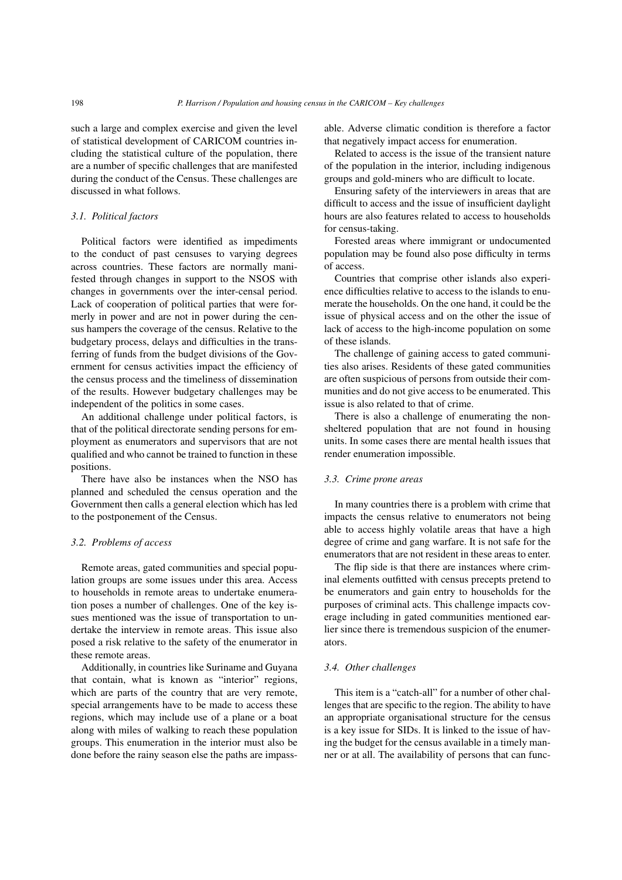such a large and complex exercise and given the level of statistical development of CARICOM countries including the statistical culture of the population, there are a number of specific challenges that are manifested during the conduct of the Census. These challenges are discussed in what follows.

### *3.1. Political factors*

Political factors were identified as impediments to the conduct of past censuses to varying degrees across countries. These factors are normally manifested through changes in support to the NSOS with changes in governments over the inter-censal period. Lack of cooperation of political parties that were formerly in power and are not in power during the census hampers the coverage of the census. Relative to the budgetary process, delays and difficulties in the transferring of funds from the budget divisions of the Government for census activities impact the efficiency of the census process and the timeliness of dissemination of the results. However budgetary challenges may be independent of the politics in some cases.

An additional challenge under political factors, is that of the political directorate sending persons for employment as enumerators and supervisors that are not qualified and who cannot be trained to function in these positions.

There have also be instances when the NSO has planned and scheduled the census operation and the Government then calls a general election which has led to the postponement of the Census.

### *3.2. Problems of access*

Remote areas, gated communities and special population groups are some issues under this area. Access to households in remote areas to undertake enumeration poses a number of challenges. One of the key issues mentioned was the issue of transportation to undertake the interview in remote areas. This issue also posed a risk relative to the safety of the enumerator in these remote areas.

Additionally, in countries like Suriname and Guyana that contain, what is known as "interior" regions, which are parts of the country that are very remote, special arrangements have to be made to access these regions, which may include use of a plane or a boat along with miles of walking to reach these population groups. This enumeration in the interior must also be done before the rainy season else the paths are impassable. Adverse climatic condition is therefore a factor that negatively impact access for enumeration.

Related to access is the issue of the transient nature of the population in the interior, including indigenous groups and gold-miners who are difficult to locate.

Ensuring safety of the interviewers in areas that are difficult to access and the issue of insufficient daylight hours are also features related to access to households for census-taking.

Forested areas where immigrant or undocumented population may be found also pose difficulty in terms of access.

Countries that comprise other islands also experience difficulties relative to access to the islands to enumerate the households. On the one hand, it could be the issue of physical access and on the other the issue of lack of access to the high-income population on some of these islands.

The challenge of gaining access to gated communities also arises. Residents of these gated communities are often suspicious of persons from outside their communities and do not give access to be enumerated. This issue is also related to that of crime.

There is also a challenge of enumerating the non-sheltered population that are not found in housing units. In some cases there are mental health issues that render enumeration impossible.

### *3.3. Crime prone areas*

In many countries there is a problem with crime that impacts the census relative to enumerators not being able to access highly volatile areas that have a high degree of crime and gang warfare. It is not safe for the enumerators that are not resident in these areas to enter.

The flip side is that there are instances where criminal elements outfitted with census precepts pretend to be enumerators and gain entry to households for the purposes of criminal acts. This challenge impacts coverage including in gated communities mentioned earlier since there is tremendous suspicion of the enumerators.

### *3.4. Other challenges*

This item is a "catch-all" for a number of other challenges that are specific to the region. The ability to have an appropriate organisational structure for the census is a key issue for SIDs. It is linked to the issue of having the budget for the census available in a timely manner or at all. The availability of persons that can func-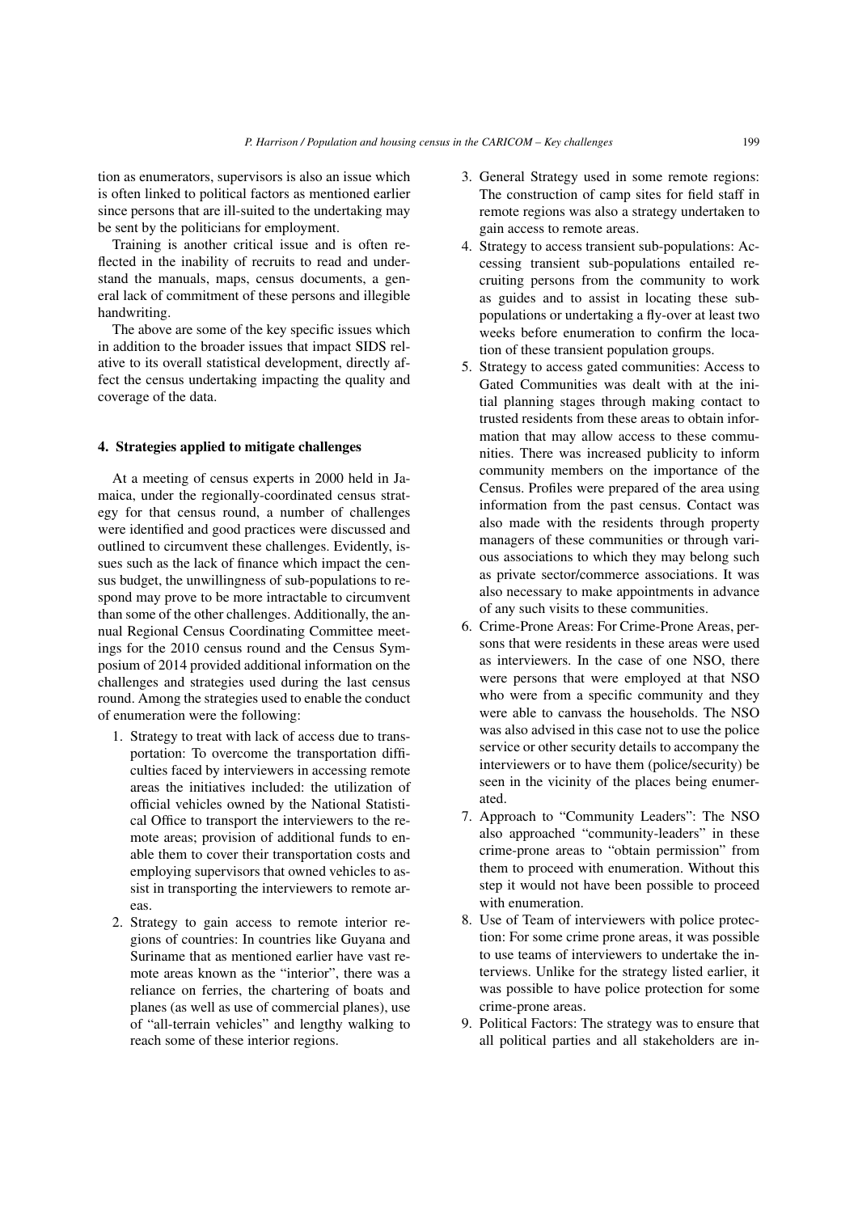tion as enumerators, supervisors is also an issue which is often linked to political factors as mentioned earlier since persons that are ill-suited to the undertaking may be sent by the politicians for employment.

Training is another critical issue and is often reflected in the inability of recruits to read and understand the manuals, maps, census documents, a general lack of commitment of these persons and illegible handwriting.

The above are some of the key specific issues which in addition to the broader issues that impact SIDS relative to its overall statistical development, directly affect the census undertaking impacting the quality and coverage of the data.

## 4. Strategies applied to mitigate challenges

At a meeting of census experts in 2000 held in Jamaica, under the regionally-coordinated census strategy for that census round, a number of challenges were identified and good practices were discussed and outlined to circumvent these challenges. Evidently, issues such as the lack of finance which impact the census budget, the unwillingness of sub-populations to respond may prove to be more intractable to circumvent than some of the other challenges. Additionally, the annual Regional Census Coordinating Committee meetings for the 2010 census round and the Census Symposium of 2014 provided additional information on the challenges and strategies used during the last census round. Among the strategies used to enable the conduct of enumeration were the following:

1. Strategy to treat with lack of access due to transportation: To overcome the transportation difficulties faced by interviewers in accessing remote areas the initiatives included: the utilization of official vehicles owned by the National Statistical Office to transport the interviewers to the remote areas; provision of additional funds to enable them to cover their transportation costs and employing supervisors that owned vehicles to assist in transporting the interviewers to remote areas.
2. Strategy to gain access to remote interior regions of countries: In countries like Guyana and Suriname that as mentioned earlier have vast remote areas known as the "interior", there was a reliance on ferries, the chartering of boats and planes (as well as use of commercial planes), use of "all-terrain vehicles" and lengthy walking to reach some of these interior regions.
3. General Strategy used in some remote regions: The construction of camp sites for field staff in remote regions was also a strategy undertaken to gain access to remote areas.
4. Strategy to access transient sub-populations: Accessing transient sub-populations entailed recruiting persons from the community to work as guides and to assist in locating these sub-populations or undertaking a fly-over at least two weeks before enumeration to confirm the location of these transient population groups.
5. Strategy to access gated communities: Access to Gated Communities was dealt with at the initial planning stages through making contact to trusted residents from these areas to obtain information that may allow access to these communities. There was increased publicity to inform community members on the importance of the Census. Profiles were prepared of the area using information from the past census. Contact was also made with the residents through property managers of these communities or through various associations to which they may belong such as private sector/commerce associations. It was also necessary to make appointments in advance of any such visits to these communities.
6. Crime-Prone Areas: For Crime-Prone Areas, persons that were residents in these areas were used as interviewers. In the case of one NSO, there were persons that were employed at that NSO who were from a specific community and they were able to canvass the households. The NSO was also advised in this case not to use the police service or other security details to accompany the interviewers or to have them (police/security) be seen in the vicinity of the places being enumerated.
7. Approach to "Community Leaders": The NSO also approached "community-leaders" in these crime-prone areas to "obtain permission" from them to proceed with enumeration. Without this step it would not have been possible to proceed with enumeration.
8. Use of Team of interviewers with police protection: For some crime prone areas, it was possible to use teams of interviewers to undertake the interviews. Unlike for the strategy listed earlier, it was possible to have police protection for some crime-prone areas.
9. Political Factors: The strategy was to ensure that all political parties and all stakeholders are in-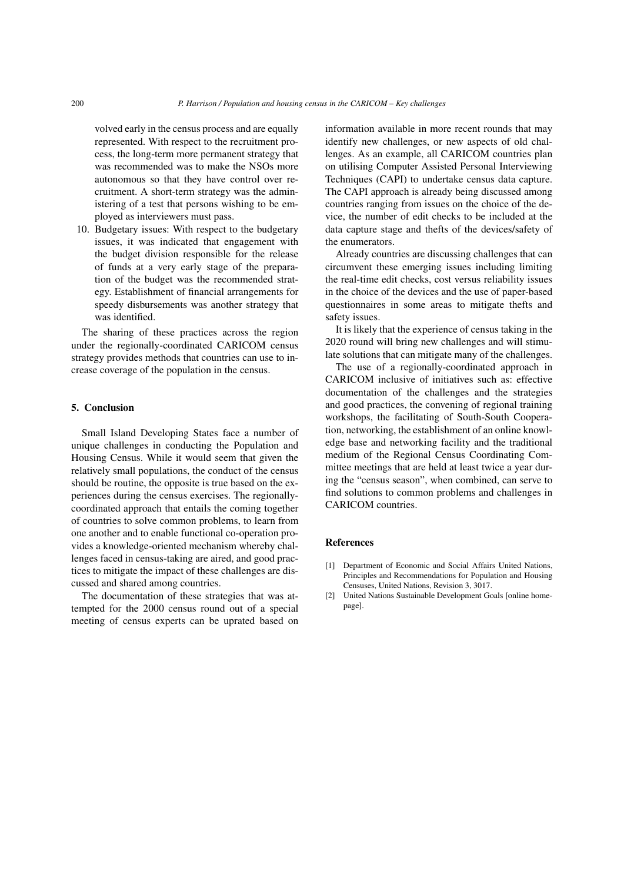volved early in the census process and are equally represented. With respect to the recruitment process, the long-term more permanent strategy that was recommended was to make the NSOs more autonomous so that they have control over recruitment. A short-term strategy was the administering of a test that persons wishing to be employed as interviewers must pass.

10. Budgetary issues: With respect to the budgetary issues, it was indicated that engagement with the budget division responsible for the release of funds at a very early stage of the preparation of the budget was the recommended strategy. Establishment of financial arrangements for speedy disbursements was another strategy that was identified.

The sharing of these practices across the region under the regionally-coordinated CARICOM census strategy provides methods that countries can use to increase coverage of the population in the census.

## 5. Conclusion

Small Island Developing States face a number of unique challenges in conducting the Population and Housing Census. While it would seem that given the relatively small populations, the conduct of the census should be routine, the opposite is true based on the experiences during the census exercises. The regionally-coordinated approach that entails the coming together of countries to solve common problems, to learn from one another and to enable functional co-operation provides a knowledge-oriented mechanism whereby challenges faced in census-taking are aired, and good practices to mitigate the impact of these challenges are discussed and shared among countries.

The documentation of these strategies that was attempted for the 2000 census round out of a special meeting of census experts can be uprated based on information available in more recent rounds that may identify new challenges, or new aspects of old challenges. As an example, all CARICOM countries plan on utilising Computer Assisted Personal Interviewing Techniques (CAPI) to undertake census data capture. The CAPI approach is already being discussed among countries ranging from issues on the choice of the device, the number of edit checks to be included at the data capture stage and thefts of the devices/safety of the enumerators.

Already countries are discussing challenges that can circumvent these emerging issues including limiting the real-time edit checks, cost versus reliability issues in the choice of the devices and the use of paper-based questionnaires in some areas to mitigate thefts and safety issues.

It is likely that the experience of census taking in the 2020 round will bring new challenges and will stimulate solutions that can mitigate many of the challenges.

The use of a regionally-coordinated approach in CARICOM inclusive of initiatives such as: effective documentation of the challenges and the strategies and good practices, the convening of regional training workshops, the facilitating of South-South Cooperation, networking, the establishment of an online knowledge base and networking facility and the traditional medium of the Regional Census Coordinating Committee meetings that are held at least twice a year during the "census season", when combined, can serve to find solutions to common problems and challenges in CARICOM countries.

## References

[1] Department of Economic and Social Affairs United Nations, Principles and Recommendations for Population and Housing Censuses, United Nations, Revision 3, 3017.

[2] United Nations Sustainable Development Goals [online homepage].